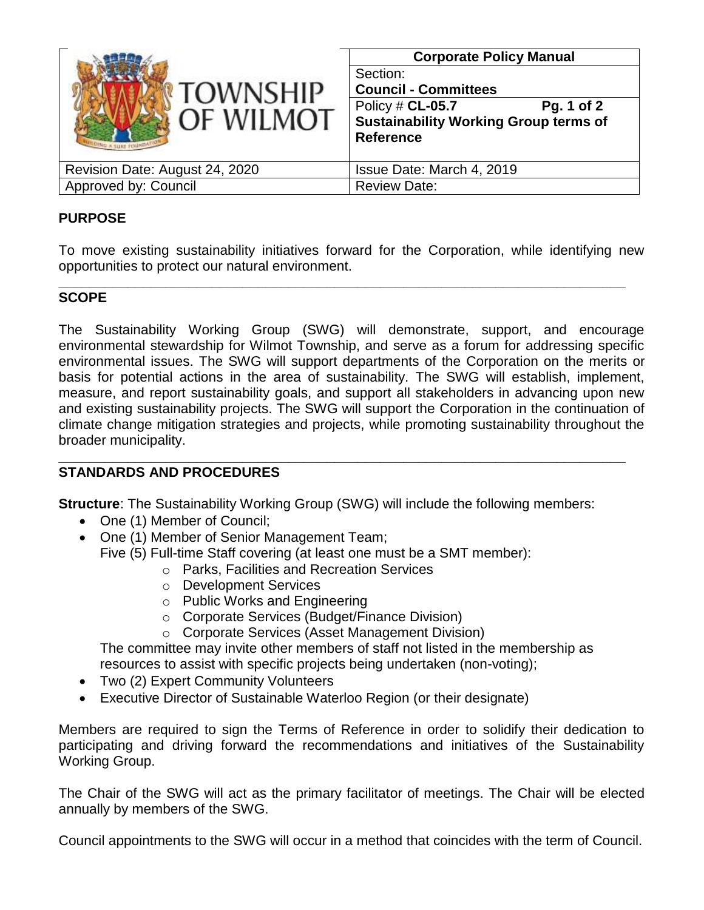| TOWNSHIP OF WILMOT | **Corporate Policy Manual** |
|---|---|
| | Section: **Council - Committees** |
| | Policy # **CL-05.7** **Pg. 1 of 2** **Sustainability Working Group terms of Reference** |
| Revision Date: August 24, 2020 | Issue Date: March 4, 2019 |
| Approved by: Council | Review Date: |

## PURPOSE

To move existing sustainability initiatives forward for the Corporation, while identifying new opportunities to protect our natural environment.

## SCOPE

The Sustainability Working Group (SWG) will demonstrate, support, and encourage environmental stewardship for Wilmot Township, and serve as a forum for addressing specific environmental issues. The SWG will support departments of the Corporation on the merits or basis for potential actions in the area of sustainability. The SWG will establish, implement, measure, and report sustainability goals, and support all stakeholders in advancing upon new and existing sustainability projects. The SWG will support the Corporation in the continuation of climate change mitigation strategies and projects, while promoting sustainability throughout the broader municipality.

## STANDARDS AND PROCEDURES

**Structure**: The Sustainability Working Group (SWG) will include the following members:

- One (1) Member of Council;
- One (1) Member of Senior Management Team;

  Five (5) Full-time Staff covering (at least one must be a SMT member):
  - Parks, Facilities and Recreation Services
  - Development Services
  - Public Works and Engineering
  - Corporate Services (Budget/Finance Division)
  - Corporate Services (Asset Management Division)

  The committee may invite other members of staff not listed in the membership as resources to assist with specific projects being undertaken (non-voting);
- Two (2) Expert Community Volunteers
- Executive Director of Sustainable Waterloo Region (or their designate)

Members are required to sign the Terms of Reference in order to solidify their dedication to participating and driving forward the recommendations and initiatives of the Sustainability Working Group.

The Chair of the SWG will act as the primary facilitator of meetings. The Chair will be elected annually by members of the SWG.

Council appointments to the SWG will occur in a method that coincides with the term of Council.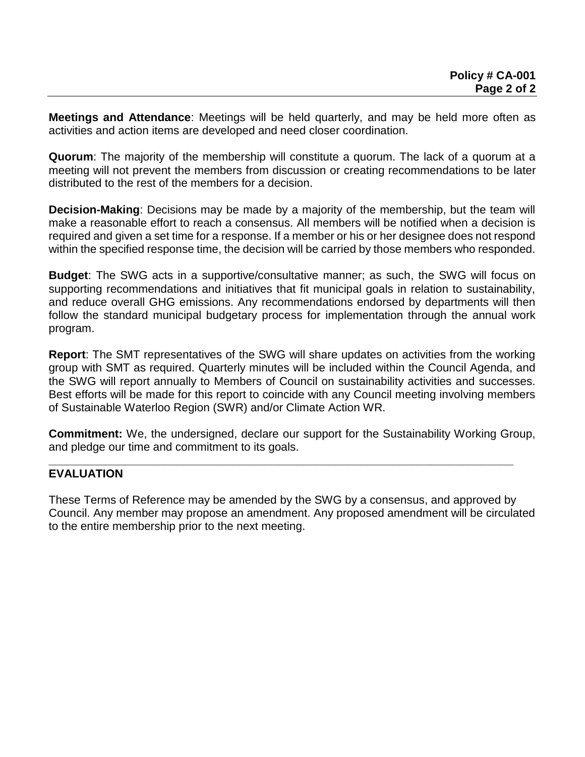**Meetings and Attendance**: Meetings will be held quarterly, and may be held more often as activities and action items are developed and need closer coordination.

**Quorum**: The majority of the membership will constitute a quorum. The lack of a quorum at a meeting will not prevent the members from discussion or creating recommendations to be later distributed to the rest of the members for a decision.

**Decision-Making**: Decisions may be made by a majority of the membership, but the team will make a reasonable effort to reach a consensus. All members will be notified when a decision is required and given a set time for a response. If a member or his or her designee does not respond within the specified response time, the decision will be carried by those members who responded.

**Budget**: The SWG acts in a supportive/consultative manner; as such, the SWG will focus on supporting recommendations and initiatives that fit municipal goals in relation to sustainability, and reduce overall GHG emissions. Any recommendations endorsed by departments will then follow the standard municipal budgetary process for implementation through the annual work program.

**Report**: The SMT representatives of the SWG will share updates on activities from the working group with SMT as required. Quarterly minutes will be included within the Council Agenda, and the SWG will report annually to Members of Council on sustainability activities and successes. Best efforts will be made for this report to coincide with any Council meeting involving members of Sustainable Waterloo Region (SWR) and/or Climate Action WR.

**Commitment:** We, the undersigned, declare our support for the Sustainability Working Group, and pledge our time and commitment to its goals.

## EVALUATION

These Terms of Reference may be amended by the SWG by a consensus, and approved by Council. Any member may propose an amendment. Any proposed amendment will be circulated to the entire membership prior to the next meeting.